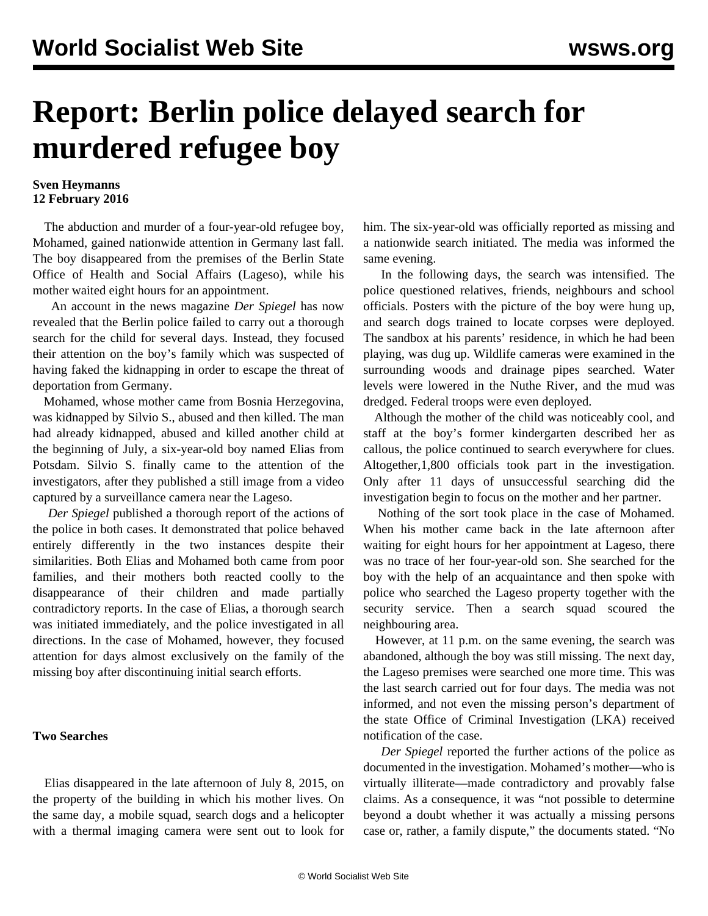# Report: Berlin police delayed search for murdered refugee boy

**Sven Heymanns**
**12 February 2016**

The abduction and murder of a four-year-old refugee boy, Mohamed, gained nationwide attention in Germany last fall. The boy disappeared from the premises of the Berlin State Office of Health and Social Affairs (Lageso), while his mother waited eight hours for an appointment.

An account in the news magazine *Der Spiegel* has now revealed that the Berlin police failed to carry out a thorough search for the child for several days. Instead, they focused their attention on the boy's family which was suspected of having faked the kidnapping in order to escape the threat of deportation from Germany.

Mohamed, whose mother came from Bosnia Herzegovina, was kidnapped by Silvio S., abused and then killed. The man had already kidnapped, abused and killed another child at the beginning of July, a six-year-old boy named Elias from Potsdam. Silvio S. finally came to the attention of the investigators, after they published a still image from a video captured by a surveillance camera near the Lageso.

*Der Spiegel* published a thorough report of the actions of the police in both cases. It demonstrated that police behaved entirely differently in the two instances despite their similarities. Both Elias and Mohamed both came from poor families, and their mothers both reacted coolly to the disappearance of their children and made partially contradictory reports. In the case of Elias, a thorough search was initiated immediately, and the police investigated in all directions. In the case of Mohamed, however, they focused attention for days almost exclusively on the family of the missing boy after discontinuing initial search efforts.

### Two Searches

Elias disappeared in the late afternoon of July 8, 2015, on the property of the building in which his mother lives. On the same day, a mobile squad, search dogs and a helicopter with a thermal imaging camera were sent out to look for him. The six-year-old was officially reported as missing and a nationwide search initiated. The media was informed the same evening.

In the following days, the search was intensified. The police questioned relatives, friends, neighbours and school officials. Posters with the picture of the boy were hung up, and search dogs trained to locate corpses were deployed. The sandbox at his parents' residence, in which he had been playing, was dug up. Wildlife cameras were examined in the surrounding woods and drainage pipes searched. Water levels were lowered in the Nuthe River, and the mud was dredged. Federal troops were even deployed.

Although the mother of the child was noticeably cool, and staff at the boy's former kindergarten described her as callous, the police continued to search everywhere for clues. Altogether,1,800 officials took part in the investigation. Only after 11 days of unsuccessful searching did the investigation begin to focus on the mother and her partner.

Nothing of the sort took place in the case of Mohamed. When his mother came back in the late afternoon after waiting for eight hours for her appointment at Lageso, there was no trace of her four-year-old son. She searched for the boy with the help of an acquaintance and then spoke with police who searched the Lageso property together with the security service. Then a search squad scoured the neighbouring area.

However, at 11 p.m. on the same evening, the search was abandoned, although the boy was still missing. The next day, the Lageso premises were searched one more time. This was the last search carried out for four days. The media was not informed, and not even the missing person's department of the state Office of Criminal Investigation (LKA) received notification of the case.

*Der Spiegel* reported the further actions of the police as documented in the investigation. Mohamed's mother—who is virtually illiterate—made contradictory and provably false claims. As a consequence, it was "not possible to determine beyond a doubt whether it was actually a missing persons case or, rather, a family dispute," the documents stated. "No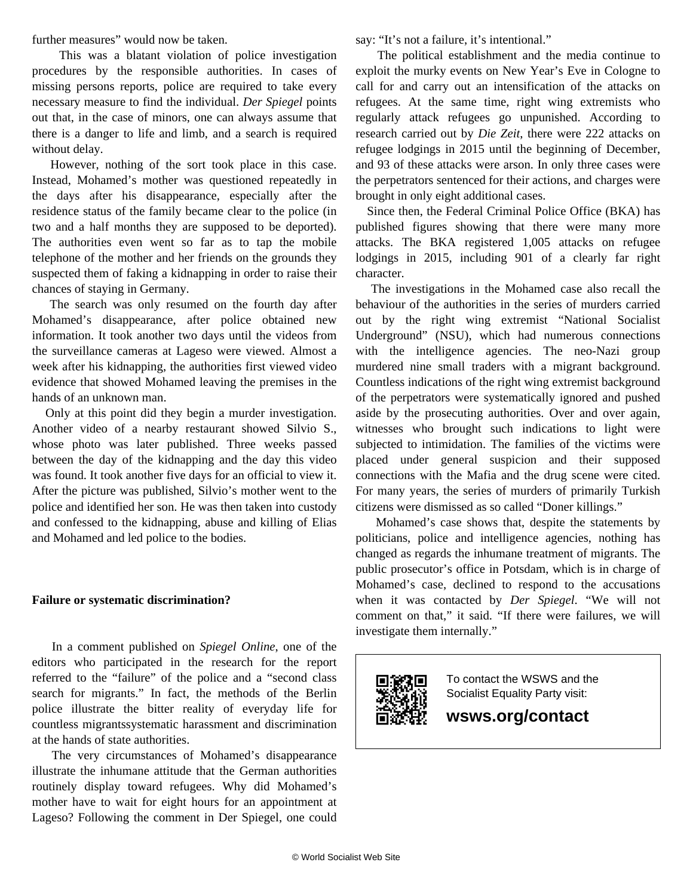further measures" would now be taken.

This was a blatant violation of police investigation procedures by the responsible authorities. In cases of missing persons reports, police are required to take every necessary measure to find the individual. *Der Spiegel* points out that, in the case of minors, one can always assume that there is a danger to life and limb, and a search is required without delay.

However, nothing of the sort took place in this case. Instead, Mohamed's mother was questioned repeatedly in the days after his disappearance, especially after the residence status of the family became clear to the police (in two and a half months they are supposed to be deported). The authorities even went so far as to tap the mobile telephone of the mother and her friends on the grounds they suspected them of faking a kidnapping in order to raise their chances of staying in Germany.

The search was only resumed on the fourth day after Mohamed's disappearance, after police obtained new information. It took another two days until the videos from the surveillance cameras at Lageso were viewed. Almost a week after his kidnapping, the authorities first viewed video evidence that showed Mohamed leaving the premises in the hands of an unknown man.

Only at this point did they begin a murder investigation. Another video of a nearby restaurant showed Silvio S., whose photo was later published. Three weeks passed between the day of the kidnapping and the day this video was found. It took another five days for an official to view it. After the picture was published, Silvio's mother went to the police and identified her son. He was then taken into custody and confessed to the kidnapping, abuse and killing of Elias and Mohamed and led police to the bodies.

**Failure or systematic discrimination?**

In a comment published on *Spiegel Online*, one of the editors who participated in the research for the report referred to the "failure" of the police and a "second class search for migrants." In fact, the methods of the Berlin police illustrate the bitter reality of everyday life for countless migrantssystematic harassment and discrimination at the hands of state authorities.

The very circumstances of Mohamed's disappearance illustrate the inhumane attitude that the German authorities routinely display toward refugees. Why did Mohamed's mother have to wait for eight hours for an appointment at Lageso? Following the comment in Der Spiegel, one could say: "It's not a failure, it's intentional."

The political establishment and the media continue to exploit the murky events on New Year's Eve in Cologne to call for and carry out an intensification of the attacks on refugees. At the same time, right wing extremists who regularly attack refugees go unpunished. According to research carried out by *Die Zeit*, there were 222 attacks on refugee lodgings in 2015 until the beginning of December, and 93 of these attacks were arson. In only three cases were the perpetrators sentenced for their actions, and charges were brought in only eight additional cases.

Since then, the Federal Criminal Police Office (BKA) has published figures showing that there were many more attacks. The BKA registered 1,005 attacks on refugee lodgings in 2015, including 901 of a clearly far right character.

The investigations in the Mohamed case also recall the behaviour of the authorities in the series of murders carried out by the right wing extremist "National Socialist Underground" (NSU), which had numerous connections with the intelligence agencies. The neo-Nazi group murdered nine small traders with a migrant background. Countless indications of the right wing extremist background of the perpetrators were systematically ignored and pushed aside by the prosecuting authorities. Over and over again, witnesses who brought such indications to light were subjected to intimidation. The families of the victims were placed under general suspicion and their supposed connections with the Mafia and the drug scene were cited. For many years, the series of murders of primarily Turkish citizens were dismissed as so called "Doner killings."

Mohamed's case shows that, despite the statements by politicians, police and intelligence agencies, nothing has changed as regards the inhumane treatment of migrants. The public prosecutor's office in Potsdam, which is in charge of Mohamed's case, declined to respond to the accusations when it was contacted by *Der Spiegel*. "We will not comment on that," it said. "If there were failures, we will investigate them internally."

To contact the WSWS and the Socialist Equality Party visit:

**wsws.org/contact**